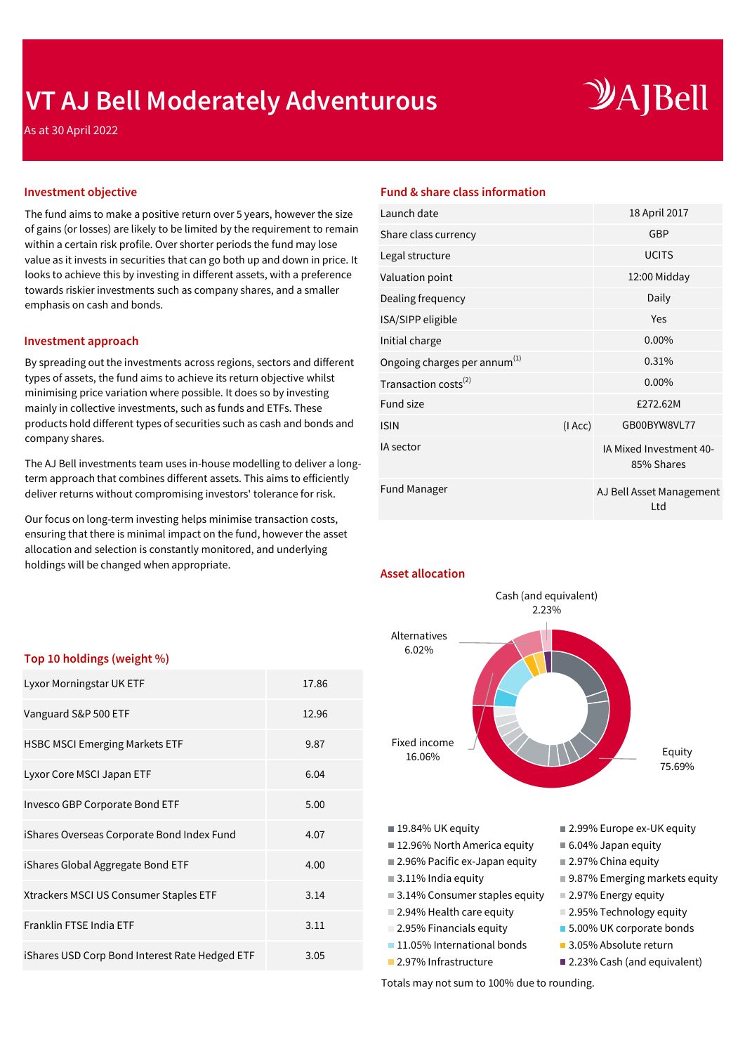# VT AJ Bell Moderately Adventurous

As at 30 April 2022

## Investment objective

The fund aims to make a positive return over 5 years, however the size of gains (or losses) are likely to be limited by the requirement to remain within a certain risk profile. Over shorter periods the fund may lose value as it invests in securities that can go both up and down in price. It looks to achieve this by investing in different assets, with a preference towards riskier investments such as company shares, and a smaller emphasis on cash and bonds.

## Investment approach

By spreading out the investments across regions, sectors and different types of assets, the fund aims to achieve its return objective whilst minimising price variation where possible. It does so by investing mainly in collective investments, such as funds and ETFs. These products hold different types of securities such as cash and bonds and company shares.

The AJ Bell investments team uses in-house modelling to deliver a long-term approach that combines different assets. This aims to efficiently deliver returns without compromising investors' tolerance for risk.

Our focus on long-term investing helps minimise transaction costs, ensuring that there is minimal impact on the fund, however the asset allocation and selection is constantly monitored, and underlying holdings will be changed when appropriate.

## Top 10 holdings (weight %)

| Holding | Weight % |
|---|---|
| Lyxor Morningstar UK ETF | 17.86 |
| Vanguard S&P 500 ETF | 12.96 |
| HSBC MSCI Emerging Markets ETF | 9.87 |
| Lyxor Core MSCI Japan ETF | 6.04 |
| Invesco GBP Corporate Bond ETF | 5.00 |
| iShares Overseas Corporate Bond Index Fund | 4.07 |
| iShares Global Aggregate Bond ETF | 4.00 |
| Xtrackers MSCI US Consumer Staples ETF | 3.14 |
| Franklin FTSE India ETF | 3.11 |
| iShares USD Corp Bond Interest Rate Hedged ETF | 3.05 |

## Fund & share class information

| | | |
|---|---|---|
| Launch date | | 18 April 2017 |
| Share class currency | | GBP |
| Legal structure | | UCITS |
| Valuation point | | 12:00 Midday |
| Dealing frequency | | Daily |
| ISA/SIPP eligible | | Yes |
| Initial charge | | 0.00% |
| Ongoing charges per annum[1] | | 0.31% |
| Transaction costs[2] | | 0.00% |
| Fund size | | £272.62M |
| ISIN | (I Acc) | GB00BYW8VL77 |
| IA sector | | IA Mixed Investment 40-85% Shares |
| Fund Manager | | AJ Bell Asset Management Ltd |

## Asset allocation

- Cash (and equivalent) 2.23%
- Alternatives 6.02%
- Fixed income 16.06%
- Equity 75.69%

- 19.84% UK equity
- 2.99% Europe ex-UK equity
- 12.96% North America equity
- 6.04% Japan equity
- 2.96% Pacific ex-Japan equity
- 2.97% China equity
- 3.11% India equity
- 9.87% Emerging markets equity
- 3.14% Consumer staples equity
- 2.97% Energy equity
- 2.94% Health care equity
- 2.95% Technology equity
- 2.95% Financials equity
- 5.00% UK corporate bonds
- 11.05% International bonds
- 3.05% Absolute return
- 2.97% Infrastructure
- 2.23% Cash (and equivalent)

Totals may not sum to 100% due to rounding.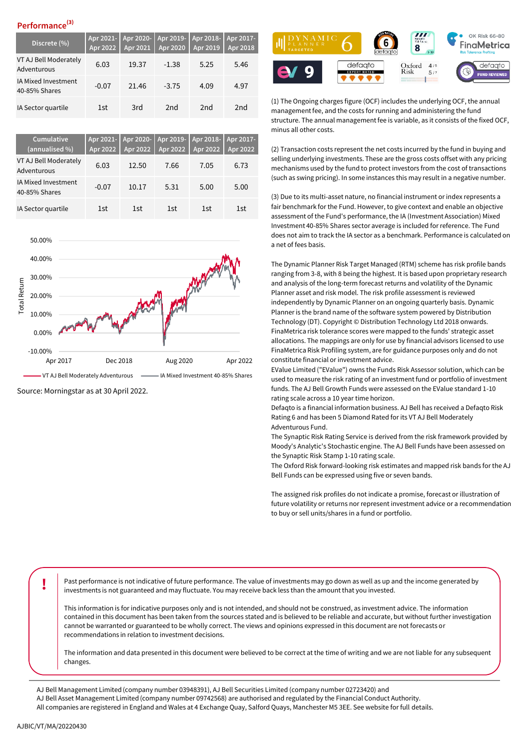## Performance(3)

| Discrete (%) | Apr 2021- Apr 2022 | Apr 2020- Apr 2021 | Apr 2019- Apr 2020 | Apr 2018- Apr 2019 | Apr 2017- Apr 2018 |
|---|---|---|---|---|---|
| VT AJ Bell Moderately Adventurous | 6.03 | 19.37 | -1.38 | 5.25 | 5.46 |
| IA Mixed Investment 40-85% Shares | -0.07 | 21.46 | -3.75 | 4.09 | 4.97 |
| IA Sector quartile | 1st | 3rd | 2nd | 2nd | 2nd |

| Cumulative (annualised %) | Apr 2021- Apr 2022 | Apr 2020- Apr 2022 | Apr 2019- Apr 2022 | Apr 2018- Apr 2022 | Apr 2017- Apr 2022 |
|---|---|---|---|---|---|
| VT AJ Bell Moderately Adventurous | 6.03 | 12.50 | 7.66 | 7.05 | 6.73 |
| IA Mixed Investment 40-85% Shares | -0.07 | 10.17 | 5.31 | 5.00 | 5.00 |
| IA Sector quartile | 1st | 1st | 1st | 1st | 1st |

50.00%
40.00%
30.00%
20.00%
10.00%
0.00%
-10.00%
Total Return
Apr 2017
Dec 2018
Aug 2020
Apr 2022
VT AJ Bell Moderately Adventurous
IA Mixed Investment 40-85% Shares

Source: Morningstar as at 30 April 2022.

(1) The Ongoing charges figure (OCF) includes the underlying OCF, the annual management fee, and the costs for running and administering the fund structure. The annual management fee is variable, as it consists of the fixed OCF, minus all other costs.

(2) Transaction costs represent the net costs incurred by the fund in buying and selling underlying investments. These are the gross costs offset with any pricing mechanisms used by the fund to protect investors from the cost of transactions (such as swing pricing). In some instances this may result in a negative number.

(3) Due to its multi-asset nature, no financial instrument or index represents a fair benchmark for the Fund. However, to give context and enable an objective assessment of the Fund's performance, the IA (Investment Association) Mixed Investment 40-85% Shares sector average is included for reference. The Fund does not aim to track the IA sector as a benchmark. Performance is calculated on a net of fees basis.

The Dynamic Planner Risk Target Managed (RTM) scheme has risk profile bands ranging from 3-8, with 8 being the highest. It is based upon proprietary research and analysis of the long-term forecast returns and volatility of the Dynamic Planner asset and risk model. The risk profile assessment is reviewed independently by Dynamic Planner on an ongoing quarterly basis. Dynamic Planner is the brand name of the software system powered by Distribution Technology (DT). Copyright © Distribution Technology Ltd 2018 onwards.
FinaMetrica risk tolerance scores were mapped to the funds' strategic asset allocations. The mappings are only for use by financial advisors licensed to use FinaMetrica Risk Profiling system, are for guidance purposes only and do not constitute financial or investment advice.
EValue Limited ("EValue") owns the Funds Risk Assessor solution, which can be used to measure the risk rating of an investment fund or portfolio of investment funds. The AJ Bell Growth Funds were assessed on the EValue standard 1-10 rating scale across a 10 year time horizon.
Defaqto is a financial information business. AJ Bell has received a Defaqto Risk Rating 6 and has been 5 Diamond Rated for its VT AJ Bell Moderately Adventurous Fund.
The Synaptic Risk Rating Service is derived from the risk framework provided by Moody's Analytic's Stochastic engine. The AJ Bell Funds have been assessed on the Synaptic Risk Stamp 1-10 rating scale.
The Oxford Risk forward-looking risk estimates and mapped risk bands for the AJ Bell Funds can be expressed using five or seven bands.

The assigned risk profiles do not indicate a promise, forecast or illustration of future volatility or returns nor represent investment advice or a recommendation to buy or sell units/shares in a fund or portfolio.

Past performance is not indicative of future performance. The value of investments may go down as well as up and the income generated by investments is not guaranteed and may fluctuate. You may receive back less than the amount that you invested.

This information is for indicative purposes only and is not intended, and should not be construed, as investment advice. The information contained in this document has been taken from the sources stated and is believed to be reliable and accurate, but without further investigation cannot be warranted or guaranteed to be wholly correct. The views and opinions expressed in this document are not forecasts or recommendations in relation to investment decisions.

The information and data presented in this document were believed to be correct at the time of writing and we are not liable for any subsequent changes.

AJ Bell Management Limited (company number 03948391), AJ Bell Securities Limited (company number 02723420) and AJ Bell Asset Management Limited (company number 09742568) are authorised and regulated by the Financial Conduct Authority. All companies are registered in England and Wales at 4 Exchange Quay, Salford Quays, Manchester M5 3EE. See website for full details.

AJBIC/VT/MA/20220430